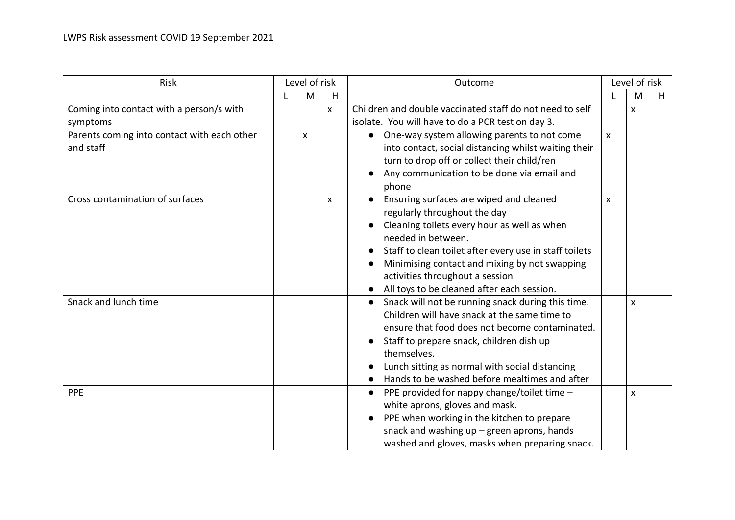LWPS Risk assessment COVID 19 September 2021

| Risk | Level of risk | | | Outcome | Level of risk | | |
|---|---|---|---|---|---|---|---|
| | L | M | H | | L | M | H |
| Coming into contact with a person/s with symptoms | | | x | Children and double vaccinated staff do not need to self isolate. You will have to do a PCR test on day 3. | | x | |
| Parents coming into contact with each other and staff | | x | | • One-way system allowing parents to not come into contact, social distancing whilst waiting their turn to drop off or collect their child/ren<br>• Any communication to be done via email and phone | x | | |
| Cross contamination of surfaces | | | x | • Ensuring surfaces are wiped and cleaned regularly throughout the day<br>• Cleaning toilets every hour as well as when needed in between.<br>• Staff to clean toilet after every use in staff toilets<br>• Minimising contact and mixing by not swapping activities throughout a session<br>• All toys to be cleaned after each session. | x | | |
| Snack and lunch time | | | | • Snack will not be running snack during this time. Children will have snack at the same time to ensure that food does not become contaminated.<br>• Staff to prepare snack, children dish up themselves.<br>• Lunch sitting as normal with social distancing<br>• Hands to be washed before mealtimes and after | | x | |
| PPE | | | | • PPE provided for nappy change/toilet time – white aprons, gloves and mask.<br>• PPE when working in the kitchen to prepare snack and washing up – green aprons, hands washed and gloves, masks when preparing snack. | | x | |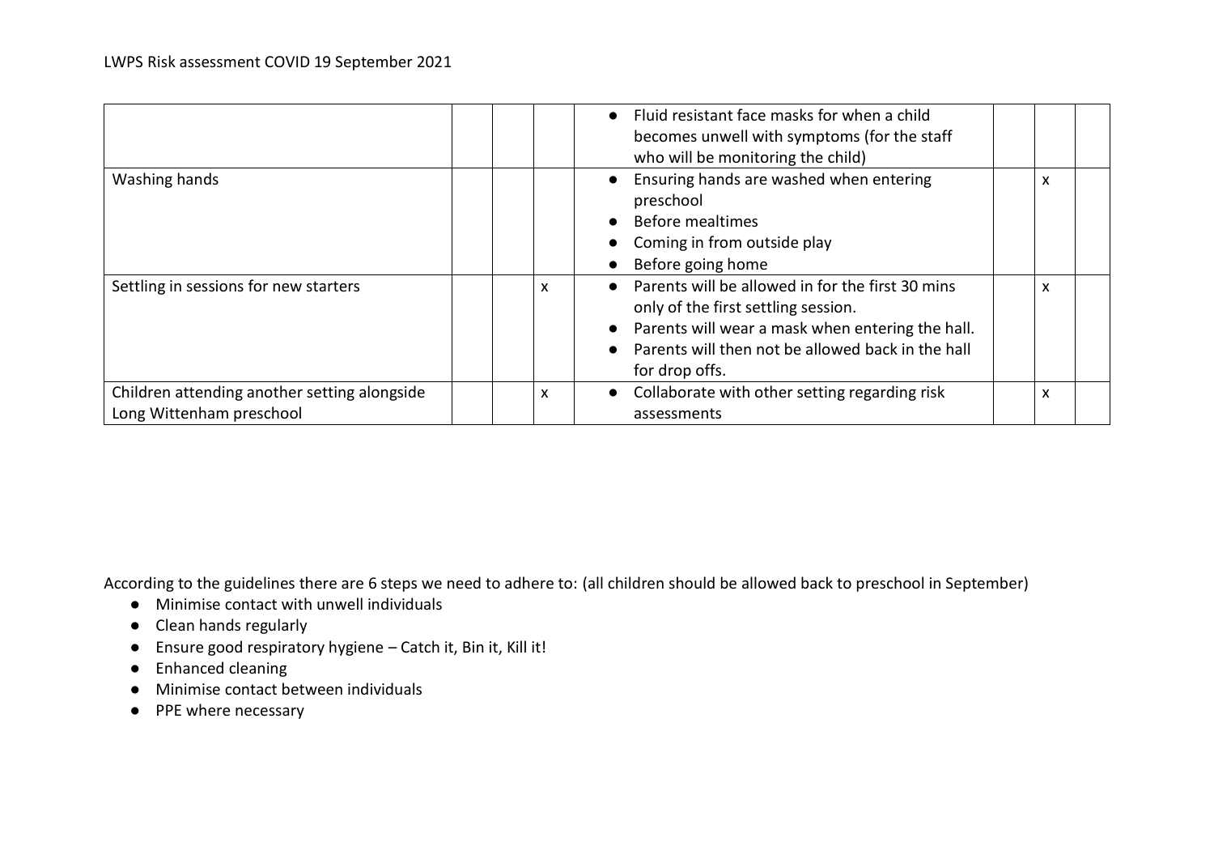| | | | | | | | |
|---|---|---|---|---|---|---|---|
| | | | | • Fluid resistant face masks for when a child becomes unwell with symptoms (for the staff who will be monitoring the child) | | | |
| Washing hands | | | | • Ensuring hands are washed when entering preschool<br>• Before mealtimes<br>• Coming in from outside play<br>• Before going home | | x | |
| Settling in sessions for new starters | | | x | • Parents will be allowed in for the first 30 mins only of the first settling session.<br>• Parents will wear a mask when entering the hall.<br>• Parents will then not be allowed back in the hall for drop offs. | | x | |
| Children attending another setting alongside Long Wittenham preschool | | | x | • Collaborate with other setting regarding risk assessments | | x | |

According to the guidelines there are 6 steps we need to adhere to: (all children should be allowed back to preschool in September)

- Minimise contact with unwell individuals
- Clean hands regularly
- Ensure good respiratory hygiene – Catch it, Bin it, Kill it!
- Enhanced cleaning
- Minimise contact between individuals
- PPE where necessary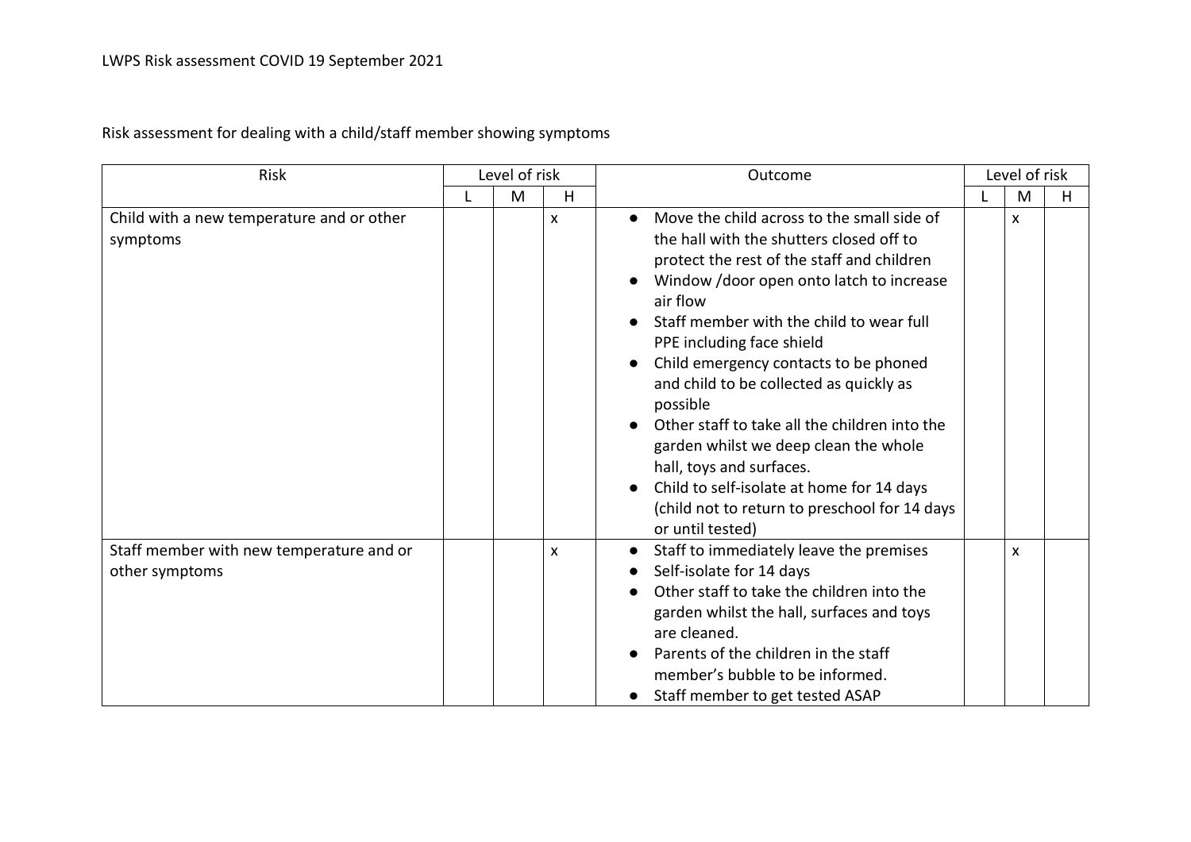Risk assessment for dealing with a child/staff member showing symptoms

| Risk | Level of risk | | | Outcome | Level of risk | | |
|---|---|---|---|---|---|---|---|
| | L | M | H | | L | M | H |
| Child with a new temperature and or other symptoms | | | x | • Move the child across to the small side of the hall with the shutters closed off to protect the rest of the staff and children<br>• Window /door open onto latch to increase air flow<br>• Staff member with the child to wear full PPE including face shield<br>• Child emergency contacts to be phoned and child to be collected as quickly as possible<br>• Other staff to take all the children into the garden whilst we deep clean the whole hall, toys and surfaces.<br>• Child to self-isolate at home for 14 days (child not to return to preschool for 14 days or until tested) | | x | |
| Staff member with new temperature and or other symptoms | | | x | • Staff to immediately leave the premises<br>• Self-isolate for 14 days<br>• Other staff to take the children into the garden whilst the hall, surfaces and toys are cleaned.<br>• Parents of the children in the staff member's bubble to be informed.<br>• Staff member to get tested ASAP | | x | |